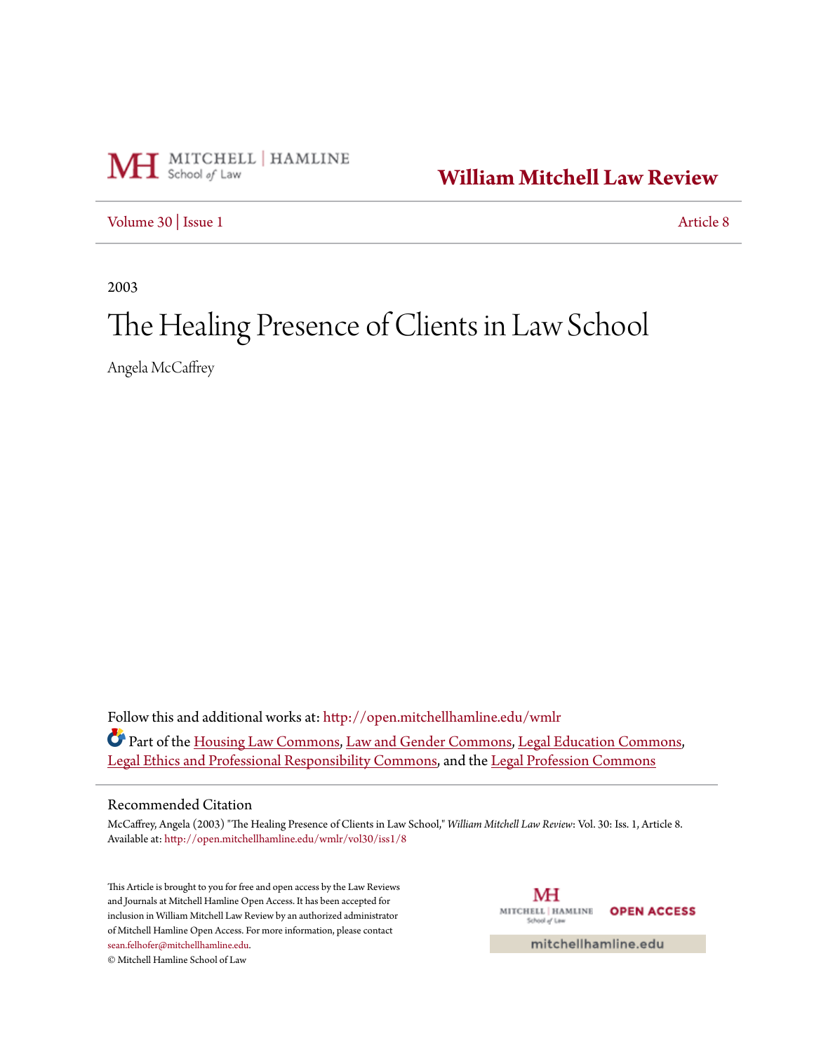MITCHELL | HAMLINE School of Law

**William Mitchell Law Review**

Volume 30 | Issue 1 — Article 8

2003

# The Healing Presence of Clients in Law School

Angela McCaffrey

Follow this and additional works at: http://open.mitchellhamline.edu/wmlr

Part of the Housing Law Commons, Law and Gender Commons, Legal Education Commons, Legal Ethics and Professional Responsibility Commons, and the Legal Profession Commons

## Recommended Citation

McCaffrey, Angela (2003) "The Healing Presence of Clients in Law School," *William Mitchell Law Review*: Vol. 30: Iss. 1, Article 8.
Available at: http://open.mitchellhamline.edu/wmlr/vol30/iss1/8

This Article is brought to you for free and open access by the Law Reviews and Journals at Mitchell Hamline Open Access. It has been accepted for inclusion in William Mitchell Law Review by an authorized administrator of Mitchell Hamline Open Access. For more information, please contact sean.felhofer@mitchellhamline.edu.
© Mitchell Hamline School of Law

MITCHELL | HAMLINE School of Law — OPEN ACCESS

mitchellhamline.edu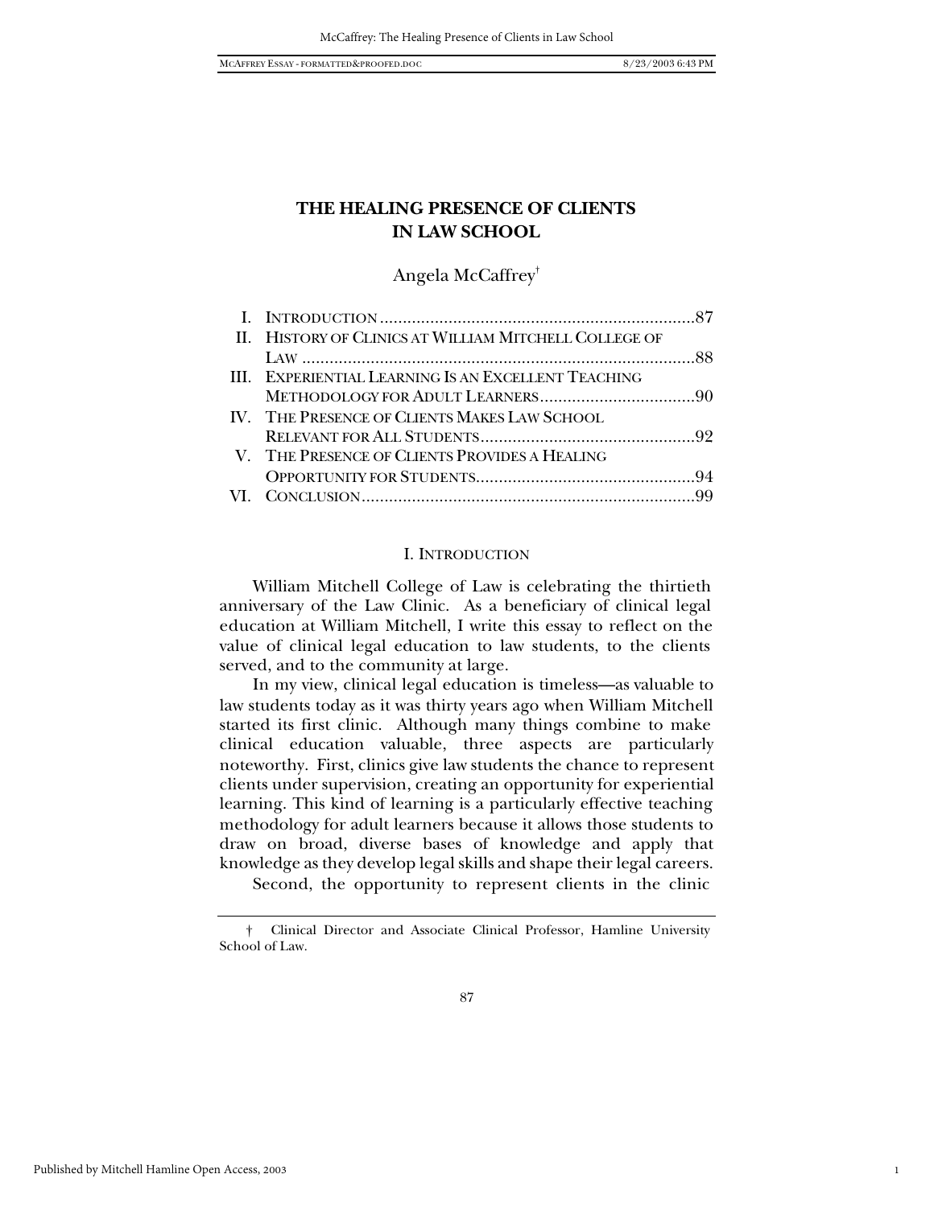# THE HEALING PRESENCE OF CLIENTS IN LAW SCHOOL

Angela McCaffrey†

| | | |
|---|---|---|
| I. | INTRODUCTION | 87 |
| II. | HISTORY OF CLINICS AT WILLIAM MITCHELL COLLEGE OF LAW | 88 |
| III. | EXPERIENTIAL LEARNING IS AN EXCELLENT TEACHING METHODOLOGY FOR ADULT LEARNERS | 90 |
| IV. | THE PRESENCE OF CLIENTS MAKES LAW SCHOOL RELEVANT FOR ALL STUDENTS | 92 |
| V. | THE PRESENCE OF CLIENTS PROVIDES A HEALING OPPORTUNITY FOR STUDENTS | 94 |
| VI. | CONCLUSION | 99 |

## I. INTRODUCTION

William Mitchell College of Law is celebrating the thirtieth anniversary of the Law Clinic. As a beneficiary of clinical legal education at William Mitchell, I write this essay to reflect on the value of clinical legal education to law students, to the clients served, and to the community at large.

In my view, clinical legal education is timeless—as valuable to law students today as it was thirty years ago when William Mitchell started its first clinic. Although many things combine to make clinical education valuable, three aspects are particularly noteworthy. First, clinics give law students the chance to represent clients under supervision, creating an opportunity for experiential learning. This kind of learning is a particularly effective teaching methodology for adult learners because it allows those students to draw on broad, diverse bases of knowledge and apply that knowledge as they develop legal skills and shape their legal careers.

Second, the opportunity to represent clients in the clinic

† Clinical Director and Associate Clinical Professor, Hamline University School of Law.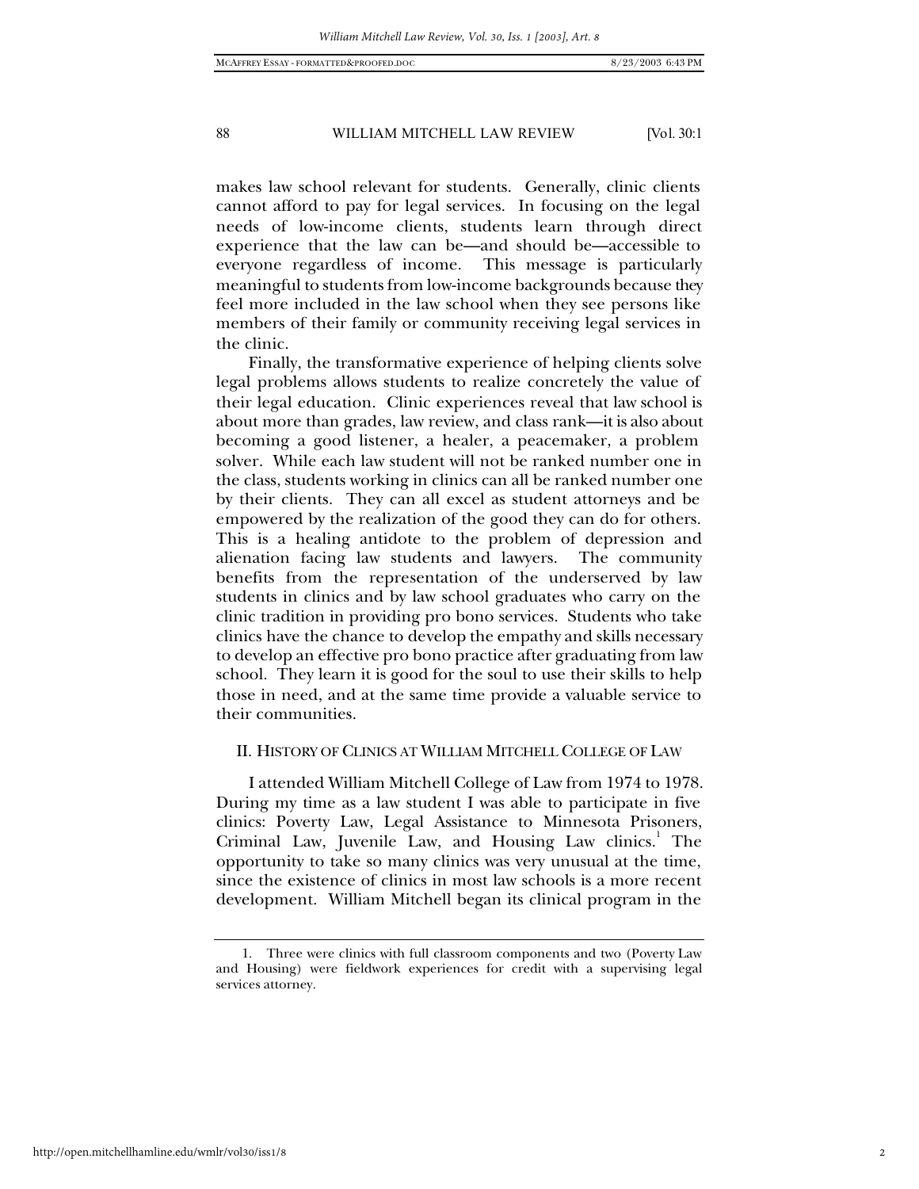makes law school relevant for students. Generally, clinic clients cannot afford to pay for legal services. In focusing on the legal needs of low-income clients, students learn through direct experience that the law can be—and should be—accessible to everyone regardless of income. This message is particularly meaningful to students from low-income backgrounds because they feel more included in the law school when they see persons like members of their family or community receiving legal services in the clinic.

Finally, the transformative experience of helping clients solve legal problems allows students to realize concretely the value of their legal education. Clinic experiences reveal that law school is about more than grades, law review, and class rank—it is also about becoming a good listener, a healer, a peacemaker, a problem solver. While each law student will not be ranked number one in the class, students working in clinics can all be ranked number one by their clients. They can all excel as student attorneys and be empowered by the realization of the good they can do for others. This is a healing antidote to the problem of depression and alienation facing law students and lawyers. The community benefits from the representation of the underserved by law students in clinics and by law school graduates who carry on the clinic tradition in providing pro bono services. Students who take clinics have the chance to develop the empathy and skills necessary to develop an effective pro bono practice after graduating from law school. They learn it is good for the soul to use their skills to help those in need, and at the same time provide a valuable service to their communities.

## II. HISTORY OF CLINICS AT WILLIAM MITCHELL COLLEGE OF LAW

I attended William Mitchell College of Law from 1974 to 1978. During my time as a law student I was able to participate in five clinics: Poverty Law, Legal Assistance to Minnesota Prisoners, Criminal Law, Juvenile Law, and Housing Law clinics.[1] The opportunity to take so many clinics was very unusual at the time, since the existence of clinics in most law schools is a more recent development. William Mitchell began its clinical program in the

---

1. Three were clinics with full classroom components and two (Poverty Law and Housing) were fieldwork experiences for credit with a supervising legal services attorney.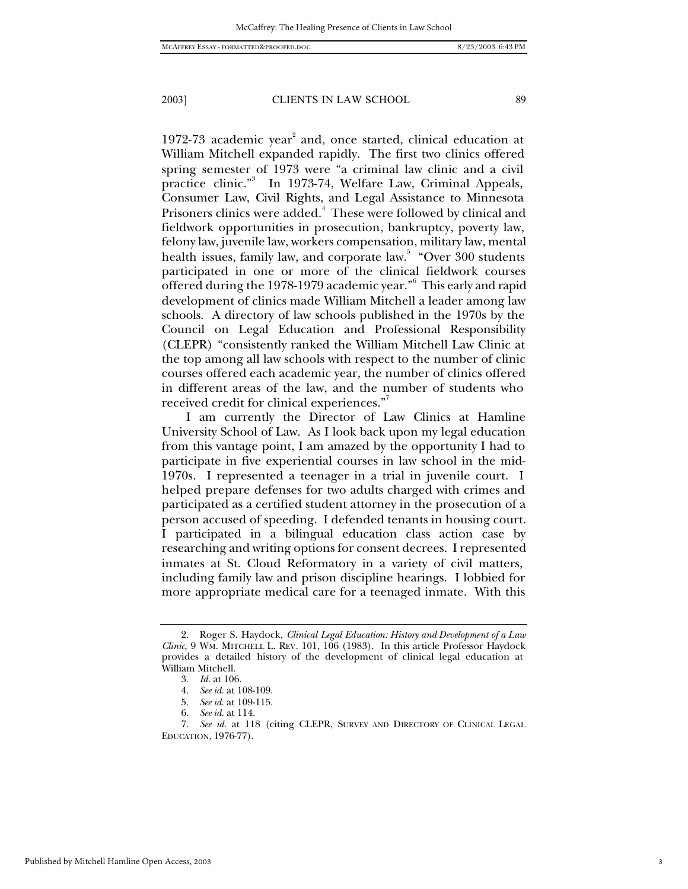1972-73 academic year[2] and, once started, clinical education at William Mitchell expanded rapidly. The first two clinics offered spring semester of 1973 were "a criminal law clinic and a civil practice clinic."[3] In 1973-74, Welfare Law, Criminal Appeals, Consumer Law, Civil Rights, and Legal Assistance to Minnesota Prisoners clinics were added.[4] These were followed by clinical and fieldwork opportunities in prosecution, bankruptcy, poverty law, felony law, juvenile law, workers compensation, military law, mental health issues, family law, and corporate law.[5] "Over 300 students participated in one or more of the clinical fieldwork courses offered during the 1978-1979 academic year."[6] This early and rapid development of clinics made William Mitchell a leader among law schools. A directory of law schools published in the 1970s by the Council on Legal Education and Professional Responsibility (CLEPR) "consistently ranked the William Mitchell Law Clinic at the top among all law schools with respect to the number of clinic courses offered each academic year, the number of clinics offered in different areas of the law, and the number of students who received credit for clinical experiences."[7]

I am currently the Director of Law Clinics at Hamline University School of Law. As I look back upon my legal education from this vantage point, I am amazed by the opportunity I had to participate in five experiential courses in law school in the mid-1970s. I represented a teenager in a trial in juvenile court. I helped prepare defenses for two adults charged with crimes and participated as a certified student attorney in the prosecution of a person accused of speeding. I defended tenants in housing court. I participated in a bilingual education class action case by researching and writing options for consent decrees. I represented inmates at St. Cloud Reformatory in a variety of civil matters, including family law and prison discipline hearings. I lobbied for more appropriate medical care for a teenaged inmate. With this

---

2. Roger S. Haydock, *Clinical Legal Education: History and Development of a Law Clinic*, 9 WM. MITCHELL L. REV. 101, 106 (1983). In this article Professor Haydock provides a detailed history of the development of clinical legal education at William Mitchell.

3. *Id.* at 106.

4. *See id.* at 108-109.

5. *See id.* at 109-115.

6. *See id.* at 114.

7. *See id.* at 118 (citing CLEPR, SURVEY AND DIRECTORY OF CLINICAL LEGAL EDUCATION, 1976-77).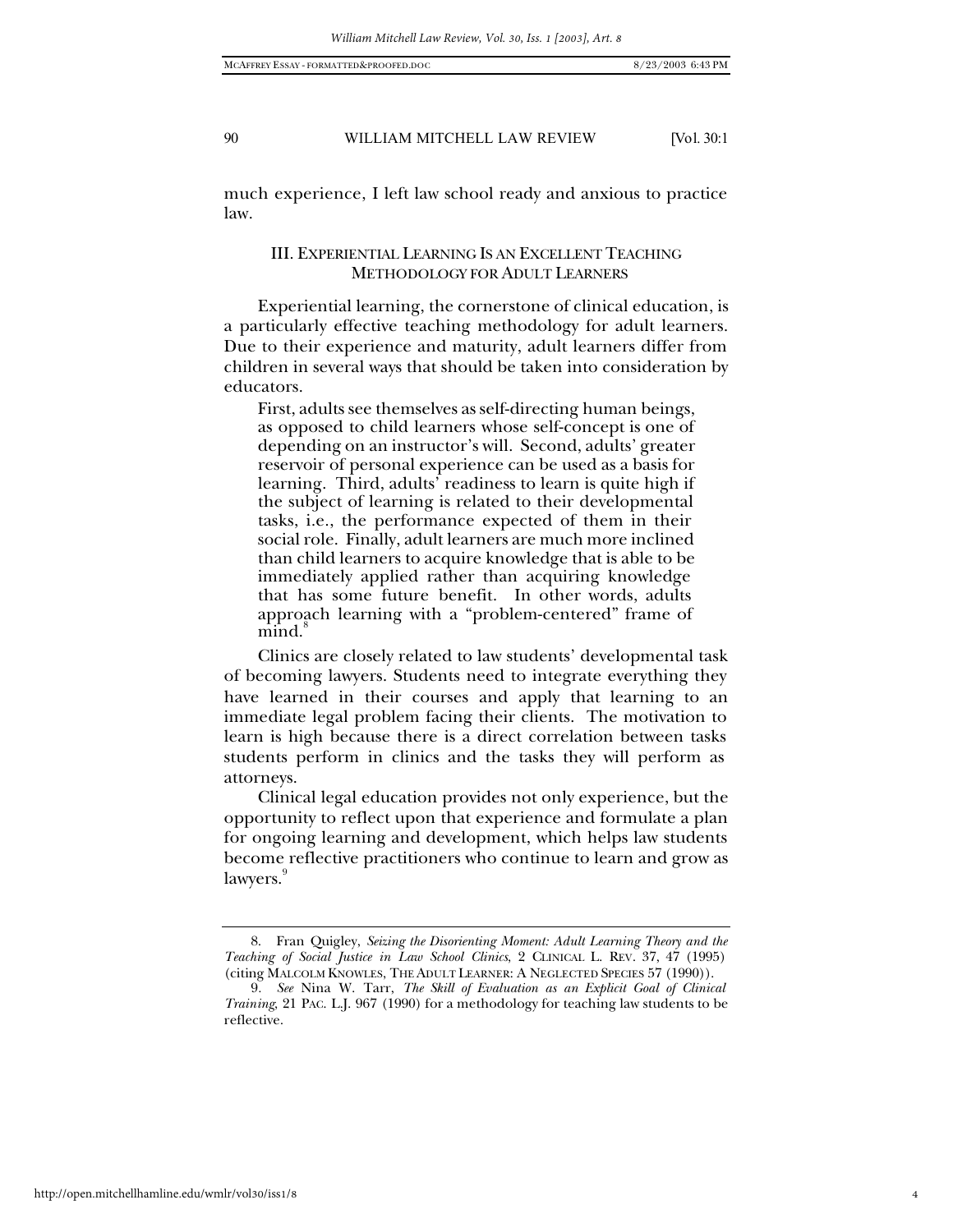much experience, I left law school ready and anxious to practice law.

## III. EXPERIENTIAL LEARNING IS AN EXCELLENT TEACHING METHODOLOGY FOR ADULT LEARNERS

Experiential learning, the cornerstone of clinical education, is a particularly effective teaching methodology for adult learners. Due to their experience and maturity, adult learners differ from children in several ways that should be taken into consideration by educators.

> First, adults see themselves as self-directing human beings, as opposed to child learners whose self-concept is one of depending on an instructor's will. Second, adults' greater reservoir of personal experience can be used as a basis for learning. Third, adults' readiness to learn is quite high if the subject of learning is related to their developmental tasks, i.e., the performance expected of them in their social role. Finally, adult learners are much more inclined than child learners to acquire knowledge that is able to be immediately applied rather than acquiring knowledge that has some future benefit. In other words, adults approach learning with a "problem-centered" frame of mind.[8]

Clinics are closely related to law students' developmental task of becoming lawyers. Students need to integrate everything they have learned in their courses and apply that learning to an immediate legal problem facing their clients. The motivation to learn is high because there is a direct correlation between tasks students perform in clinics and the tasks they will perform as attorneys.

Clinical legal education provides not only experience, but the opportunity to reflect upon that experience and formulate a plan for ongoing learning and development, which helps law students become reflective practitioners who continue to learn and grow as lawyers.[9]

---

8. Fran Quigley, *Seizing the Disorienting Moment: Adult Learning Theory and the Teaching of Social Justice in Law School Clinics*, 2 CLINICAL L. REV. 37, 47 (1995) (citing MALCOLM KNOWLES, THE ADULT LEARNER: A NEGLECTED SPECIES 57 (1990)).

9. *See* Nina W. Tarr, *The Skill of Evaluation as an Explicit Goal of Clinical Training*, 21 PAC. L.J. 967 (1990) for a methodology for teaching law students to be reflective.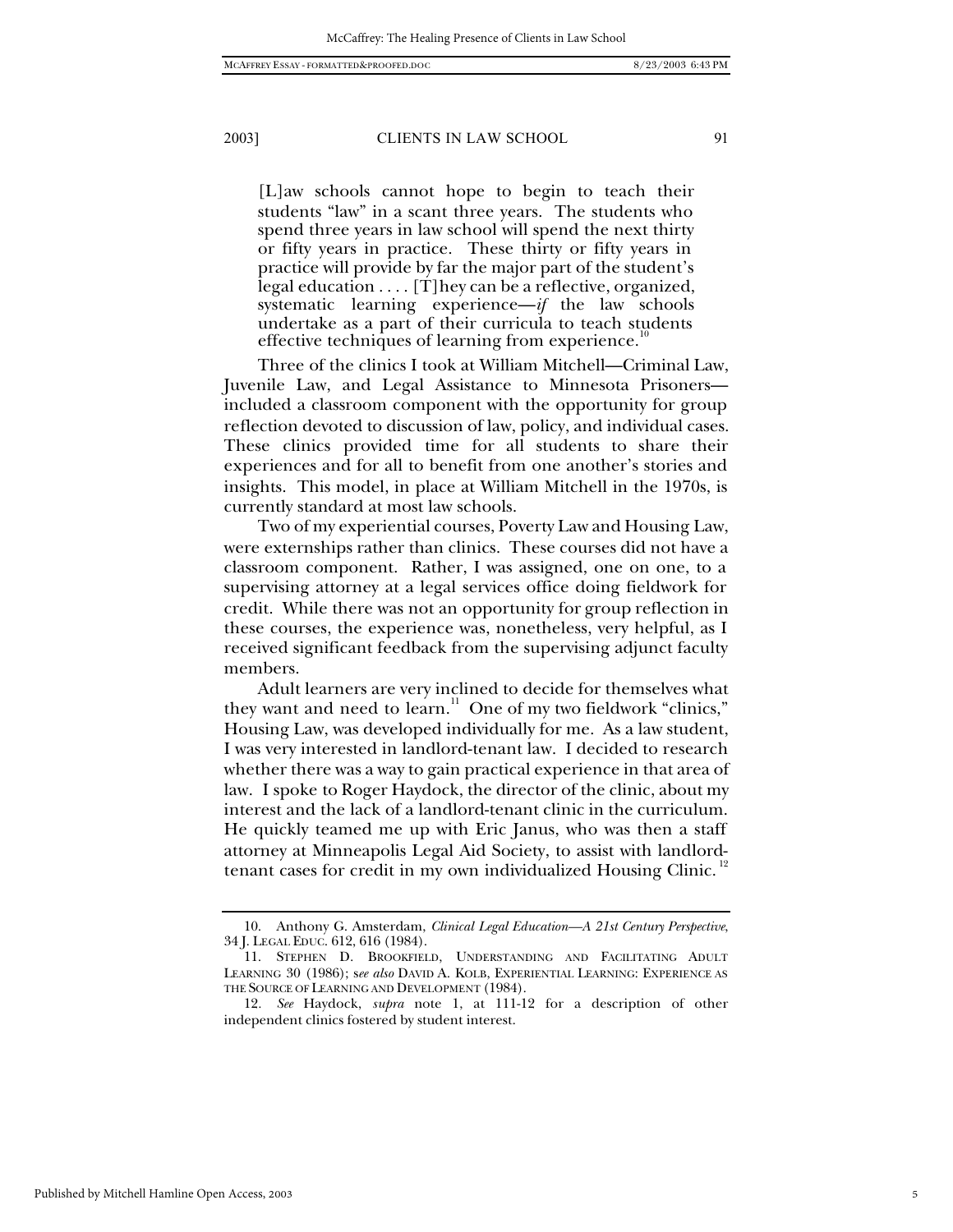> [L]aw schools cannot hope to begin to teach their students "law" in a scant three years. The students who spend three years in law school will spend the next thirty or fifty years in practice. These thirty or fifty years in practice will provide by far the major part of the student's legal education . . . . [T]hey can be a reflective, organized, systematic learning experience—*if* the law schools undertake as a part of their curricula to teach students effective techniques of learning from experience.[10]

Three of the clinics I took at William Mitchell—Criminal Law, Juvenile Law, and Legal Assistance to Minnesota Prisoners—included a classroom component with the opportunity for group reflection devoted to discussion of law, policy, and individual cases. These clinics provided time for all students to share their experiences and for all to benefit from one another's stories and insights. This model, in place at William Mitchell in the 1970s, is currently standard at most law schools.

Two of my experiential courses, Poverty Law and Housing Law, were externships rather than clinics. These courses did not have a classroom component. Rather, I was assigned, one on one, to a supervising attorney at a legal services office doing fieldwork for credit. While there was not an opportunity for group reflection in these courses, the experience was, nonetheless, very helpful, as I received significant feedback from the supervising adjunct faculty members.

Adult learners are very inclined to decide for themselves what they want and need to learn.[11] One of my two fieldwork "clinics," Housing Law, was developed individually for me. As a law student, I was very interested in landlord-tenant law. I decided to research whether there was a way to gain practical experience in that area of law. I spoke to Roger Haydock, the director of the clinic, about my interest and the lack of a landlord-tenant clinic in the curriculum. He quickly teamed me up with Eric Janus, who was then a staff attorney at Minneapolis Legal Aid Society, to assist with landlord-tenant cases for credit in my own individualized Housing Clinic.[12]

---

10. Anthony G. Amsterdam, *Clinical Legal Education—A 21st Century Perspective*, 34 J. LEGAL EDUC. 612, 616 (1984).

11. STEPHEN D. BROOKFIELD, UNDERSTANDING AND FACILITATING ADULT LEARNING 30 (1986); *see also* DAVID A. KOLB, EXPERIENTIAL LEARNING: EXPERIENCE AS THE SOURCE OF LEARNING AND DEVELOPMENT (1984).

12. *See* Haydock, *supra* note 1, at 111-12 for a description of other independent clinics fostered by student interest.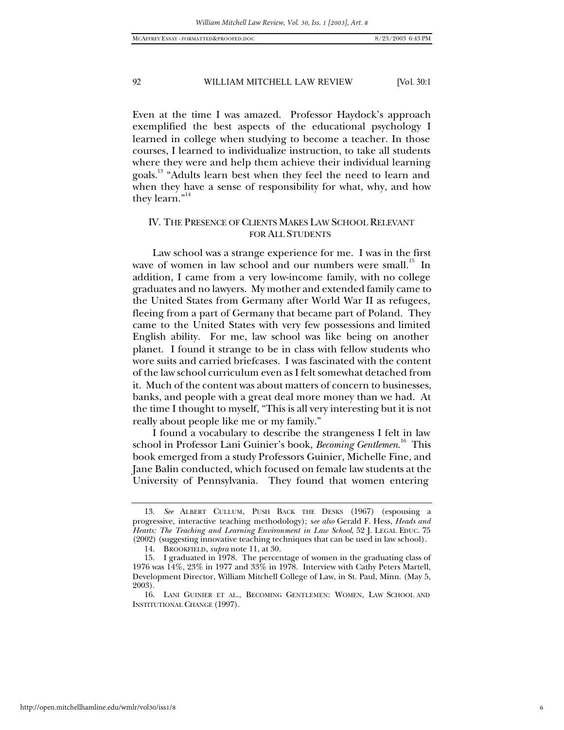Even at the time I was amazed. Professor Haydock's approach exemplified the best aspects of the educational psychology I learned in college when studying to become a teacher. In those courses, I learned to individualize instruction, to take all students where they were and help them achieve their individual learning goals.[13] "Adults learn best when they feel the need to learn and when they have a sense of responsibility for what, why, and how they learn."[14]

## IV. THE PRESENCE OF CLIENTS MAKES LAW SCHOOL RELEVANT FOR ALL STUDENTS

Law school was a strange experience for me. I was in the first wave of women in law school and our numbers were small.[15] In addition, I came from a very low-income family, with no college graduates and no lawyers. My mother and extended family came to the United States from Germany after World War II as refugees, fleeing from a part of Germany that became part of Poland. They came to the United States with very few possessions and limited English ability. For me, law school was like being on another planet. I found it strange to be in class with fellow students who wore suits and carried briefcases. I was fascinated with the content of the law school curriculum even as I felt somewhat detached from it. Much of the content was about matters of concern to businesses, banks, and people with a great deal more money than we had. At the time I thought to myself, "This is all very interesting but it is not really about people like me or my family."

I found a vocabulary to describe the strangeness I felt in law school in Professor Lani Guinier's book, *Becoming Gentlemen*.[16] This book emerged from a study Professors Guinier, Michelle Fine, and Jane Balin conducted, which focused on female law students at the University of Pennsylvania. They found that women entering

---

13. *See* ALBERT CULLUM, PUSH BACK THE DESKS (1967) (espousing a progressive, interactive teaching methodology); *see also* Gerald F. Hess, *Heads and Hearts: The Teaching and Learning Environment in Law School*, 52 J. LEGAL EDUC. 75 (2002) (suggesting innovative teaching techniques that can be used in law school).

14. BROOKFIELD, *supra* note 11, at 30.

15. I graduated in 1978. The percentage of women in the graduating class of 1976 was 14%, 23% in 1977 and 33% in 1978. Interview with Cathy Peters Martell, Development Director, William Mitchell College of Law, in St. Paul, Minn. (May 5, 2003).

16. LANI GUINIER ET AL., BECOMING GENTLEMEN: WOMEN, LAW SCHOOL AND INSTITUTIONAL CHANGE (1997).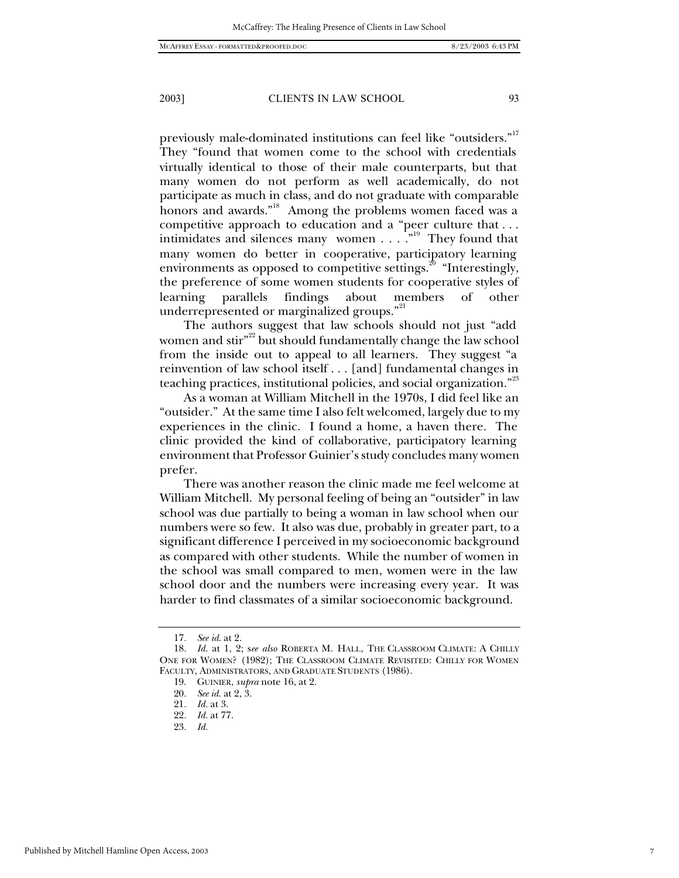previously male-dominated institutions can feel like "outsiders."[17] They "found that women come to the school with credentials virtually identical to those of their male counterparts, but that many women do not perform as well academically, do not participate as much in class, and do not graduate with comparable honors and awards."[18] Among the problems women faced was a competitive approach to education and a "peer culture that . . . intimidates and silences many women . . . ."[19] They found that many women do better in cooperative, participatory learning environments as opposed to competitive settings.[20] "Interestingly, the preference of some women students for cooperative styles of learning parallels findings about members of other underrepresented or marginalized groups."[21]

The authors suggest that law schools should not just "add women and stir"[22] but should fundamentally change the law school from the inside out to appeal to all learners. They suggest "a reinvention of law school itself . . . [and] fundamental changes in teaching practices, institutional policies, and social organization."[23]

As a woman at William Mitchell in the 1970s, I did feel like an "outsider." At the same time I also felt welcomed, largely due to my experiences in the clinic. I found a home, a haven there. The clinic provided the kind of collaborative, participatory learning environment that Professor Guinier's study concludes many women prefer.

There was another reason the clinic made me feel welcome at William Mitchell. My personal feeling of being an "outsider" in law school was due partially to being a woman in law school when our numbers were so few. It also was due, probably in greater part, to a significant difference I perceived in my socioeconomic background as compared with other students. While the number of women in the school was small compared to men, women were in the law school door and the numbers were increasing every year. It was harder to find classmates of a similar socioeconomic background.

---

17. *See id.* at 2.

18. *Id.* at 1, 2; *see also* ROBERTA M. HALL, THE CLASSROOM CLIMATE: A CHILLY ONE FOR WOMEN? (1982); THE CLASSROOM CLIMATE REVISITED: CHILLY FOR WOMEN FACULTY, ADMINISTRATORS, AND GRADUATE STUDENTS (1986).

19. GUINIER, *supra* note 16, at 2.

20. *See id.* at 2, 3.

21. *Id.* at 3.

22. *Id.* at 77.

23. *Id.*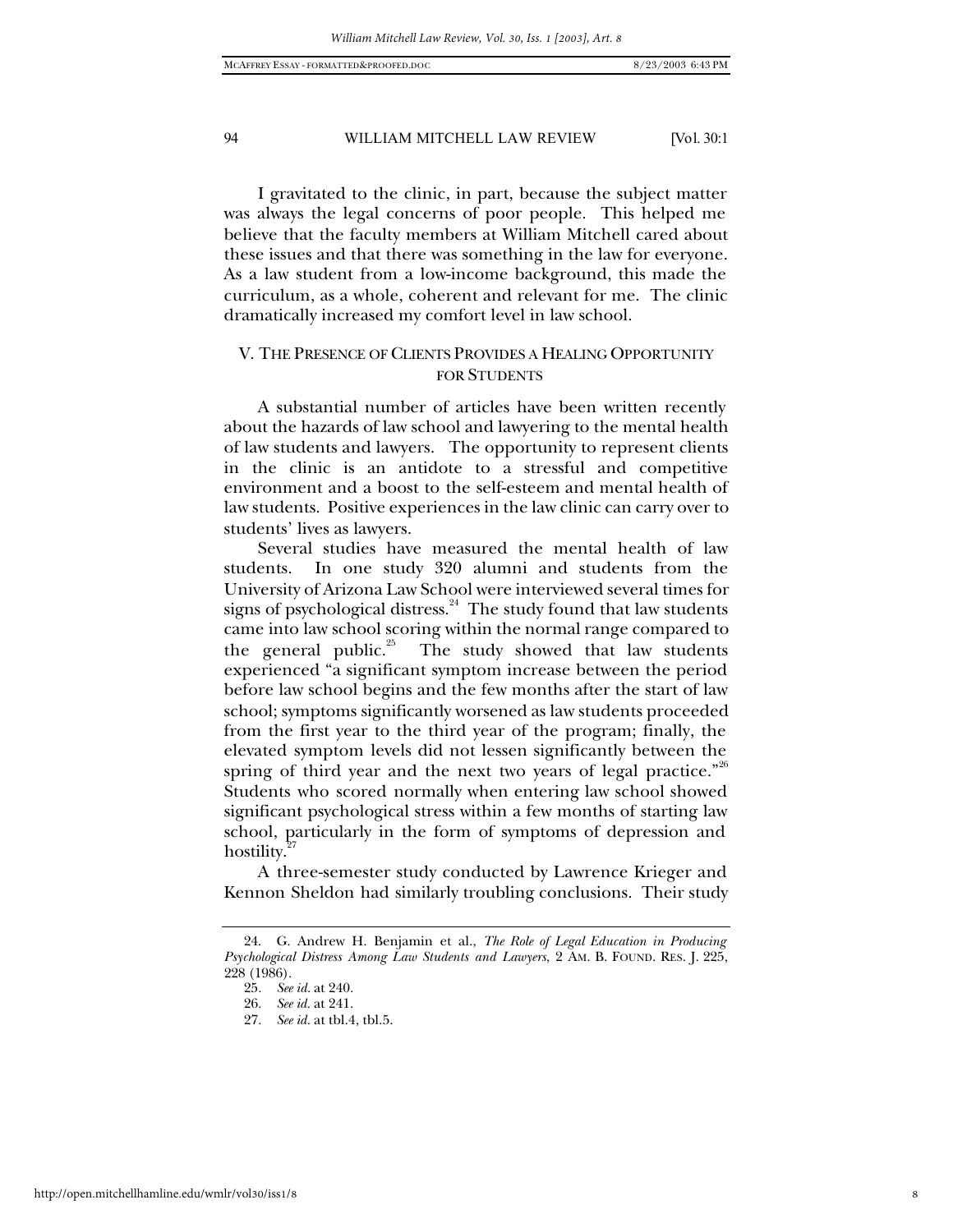I gravitated to the clinic, in part, because the subject matter was always the legal concerns of poor people. This helped me believe that the faculty members at William Mitchell cared about these issues and that there was something in the law for everyone. As a law student from a low-income background, this made the curriculum, as a whole, coherent and relevant for me. The clinic dramatically increased my comfort level in law school.

## V. THE PRESENCE OF CLIENTS PROVIDES A HEALING OPPORTUNITY FOR STUDENTS

A substantial number of articles have been written recently about the hazards of law school and lawyering to the mental health of law students and lawyers. The opportunity to represent clients in the clinic is an antidote to a stressful and competitive environment and a boost to the self-esteem and mental health of law students. Positive experiences in the law clinic can carry over to students' lives as lawyers.

Several studies have measured the mental health of law students. In one study 320 alumni and students from the University of Arizona Law School were interviewed several times for signs of psychological distress.[24] The study found that law students came into law school scoring within the normal range compared to the general public.[25] The study showed that law students experienced "a significant symptom increase between the period before law school begins and the few months after the start of law school; symptoms significantly worsened as law students proceeded from the first year to the third year of the program; finally, the elevated symptom levels did not lessen significantly between the spring of third year and the next two years of legal practice."[26] Students who scored normally when entering law school showed significant psychological stress within a few months of starting law school, particularly in the form of symptoms of depression and hostility.[27]

A three-semester study conducted by Lawrence Krieger and Kennon Sheldon had similarly troubling conclusions. Their study

---

24. G. Andrew H. Benjamin et al., *The Role of Legal Education in Producing Psychological Distress Among Law Students and Lawyers*, 2 AM. B. FOUND. RES. J. 225, 228 (1986).

25. *See id.* at 240.

26. *See id.* at 241.

27. *See id.* at tbl.4, tbl.5.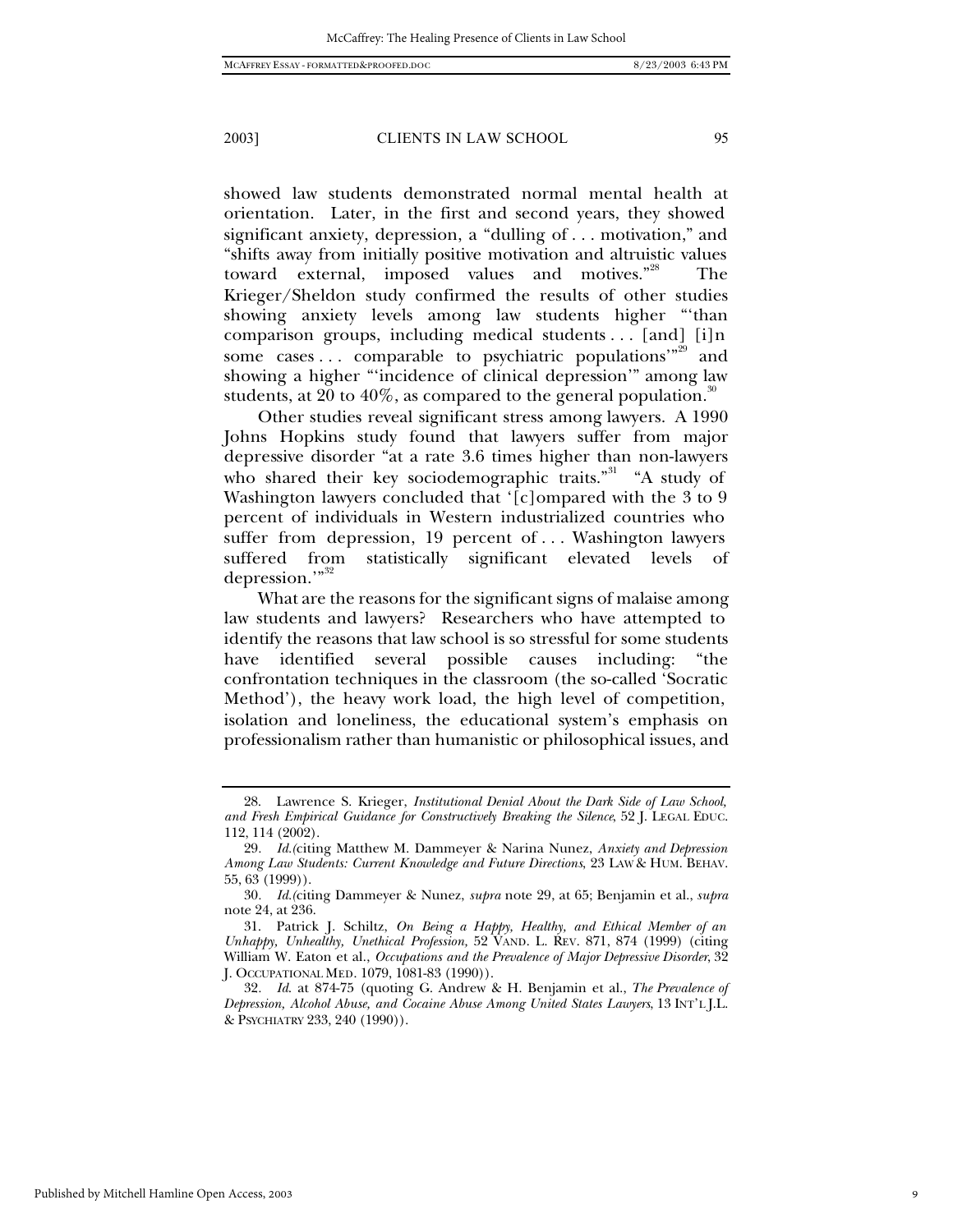showed law students demonstrated normal mental health at orientation. Later, in the first and second years, they showed significant anxiety, depression, a "dulling of . . . motivation," and "shifts away from initially positive motivation and altruistic values toward external, imposed values and motives."[28] The Krieger/Sheldon study confirmed the results of other studies showing anxiety levels among law students higher "'than comparison groups, including medical students . . . [and] [i]n some cases . . . comparable to psychiatric populations'"[29] and showing a higher "'incidence of clinical depression'" among law students, at 20 to 40%, as compared to the general population.[30]

Other studies reveal significant stress among lawyers. A 1990 Johns Hopkins study found that lawyers suffer from major depressive disorder "at a rate 3.6 times higher than non-lawyers who shared their key sociodemographic traits."[31] "A study of Washington lawyers concluded that '[c]ompared with the 3 to 9 percent of individuals in Western industrialized countries who suffer from depression, 19 percent of . . . Washington lawyers suffered from statistically significant elevated levels of depression.'"[32]

What are the reasons for the significant signs of malaise among law students and lawyers? Researchers who have attempted to identify the reasons that law school is so stressful for some students have identified several possible causes including: "the confrontation techniques in the classroom (the so-called 'Socratic Method'), the heavy work load, the high level of competition, isolation and loneliness, the educational system's emphasis on professionalism rather than humanistic or philosophical issues, and

---

28. Lawrence S. Krieger, *Institutional Denial About the Dark Side of Law School, and Fresh Empirical Guidance for Constructively Breaking the Silence*, 52 J. LEGAL EDUC. 112, 114 (2002).

29. *Id.*(citing Matthew M. Dammeyer & Narina Nunez, *Anxiety and Depression Among Law Students: Current Knowledge and Future Directions*, 23 LAW & HUM. BEHAV. 55, 63 (1999)).

30. *Id.*(citing Dammeyer & Nunez, *supra* note 29, at 65; Benjamin et al., *supra* note 24, at 236.

31. Patrick J. Schiltz, *On Being a Happy, Healthy, and Ethical Member of an Unhappy, Unhealthy, Unethical Profession,* 52 VAND. L. REV. 871, 874 (1999) (citing William W. Eaton et al., *Occupations and the Prevalence of Major Depressive Disorder*, 32 J. OCCUPATIONAL MED. 1079, 1081-83 (1990)).

32. *Id.* at 874-75 (quoting G. Andrew & H. Benjamin et al., *The Prevalence of Depression, Alcohol Abuse, and Cocaine Abuse Among United States Lawyers*, 13 INT'L J.L. & PSYCHIATRY 233, 240 (1990)).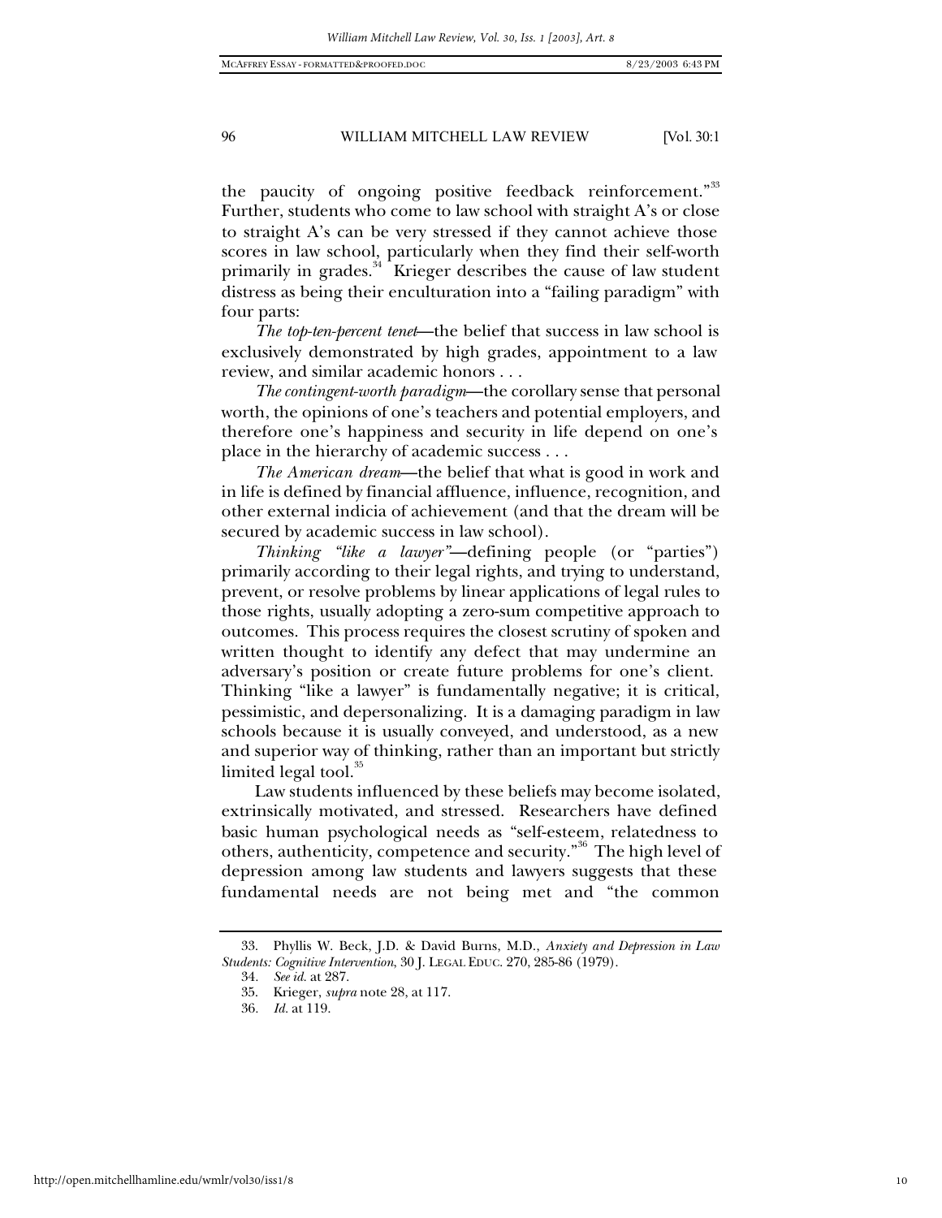the paucity of ongoing positive feedback reinforcement."[33] Further, students who come to law school with straight A's or close to straight A's can be very stressed if they cannot achieve those scores in law school, particularly when they find their self-worth primarily in grades.[34] Krieger describes the cause of law student distress as being their enculturation into a "failing paradigm" with four parts:

> *The top-ten-percent tenet*—the belief that success in law school is exclusively demonstrated by high grades, appointment to a law review, and similar academic honors . . .
>
> *The contingent-worth paradigm*—the corollary sense that personal worth, the opinions of one's teachers and potential employers, and therefore one's happiness and security in life depend on one's place in the hierarchy of academic success . . .
>
> *The American dream*—the belief that what is good in work and in life is defined by financial affluence, influence, recognition, and other external indicia of achievement (and that the dream will be secured by academic success in law school).
>
> *Thinking "like a lawyer"*—defining people (or "parties") primarily according to their legal rights, and trying to understand, prevent, or resolve problems by linear applications of legal rules to those rights, usually adopting a zero-sum competitive approach to outcomes. This process requires the closest scrutiny of spoken and written thought to identify any defect that may undermine an adversary's position or create future problems for one's client. Thinking "like a lawyer" is fundamentally negative; it is critical, pessimistic, and depersonalizing. It is a damaging paradigm in law schools because it is usually conveyed, and understood, as a new and superior way of thinking, rather than an important but strictly limited legal tool.[35]

Law students influenced by these beliefs may become isolated, extrinsically motivated, and stressed. Researchers have defined basic human psychological needs as "self-esteem, relatedness to others, authenticity, competence and security."[36] The high level of depression among law students and lawyers suggests that these fundamental needs are not being met and "the common

---

33. Phyllis W. Beck, J.D. & David Burns, M.D., *Anxiety and Depression in Law Students: Cognitive Intervention*, 30 J. LEGAL EDUC. 270, 285-86 (1979).

34. *See id.* at 287.

35. Krieger, *supra* note 28, at 117.

36. *Id.* at 119.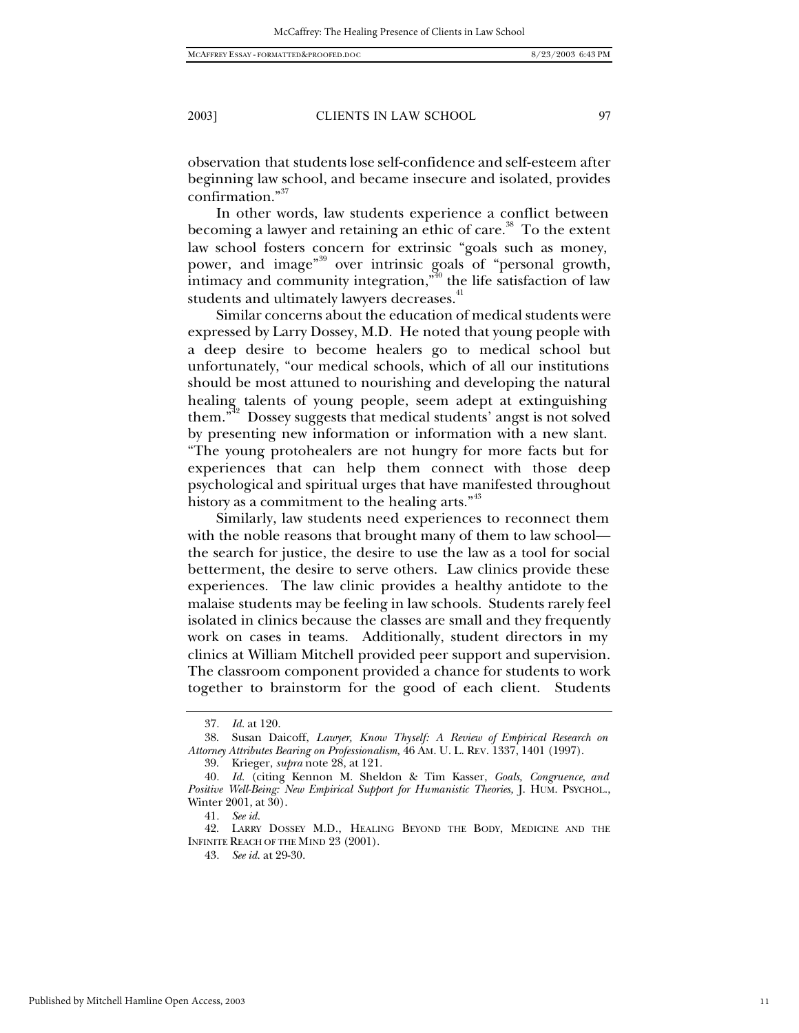observation that students lose self-confidence and self-esteem after beginning law school, and became insecure and isolated, provides confirmation."[37]

In other words, law students experience a conflict between becoming a lawyer and retaining an ethic of care.[38] To the extent law school fosters concern for extrinsic "goals such as money, power, and image"[39] over intrinsic goals of "personal growth, intimacy and community integration,"[40] the life satisfaction of law students and ultimately lawyers decreases.[41]

Similar concerns about the education of medical students were expressed by Larry Dossey, M.D. He noted that young people with a deep desire to become healers go to medical school but unfortunately, "our medical schools, which of all our institutions should be most attuned to nourishing and developing the natural healing talents of young people, seem adept at extinguishing them."[42] Dossey suggests that medical students' angst is not solved by presenting new information or information with a new slant. "The young protohealers are not hungry for more facts but for experiences that can help them connect with those deep psychological and spiritual urges that have manifested throughout history as a commitment to the healing arts."[43]

Similarly, law students need experiences to reconnect them with the noble reasons that brought many of them to law school—the search for justice, the desire to use the law as a tool for social betterment, the desire to serve others. Law clinics provide these experiences. The law clinic provides a healthy antidote to the malaise students may be feeling in law schools. Students rarely feel isolated in clinics because the classes are small and they frequently work on cases in teams. Additionally, student directors in my clinics at William Mitchell provided peer support and supervision. The classroom component provided a chance for students to work together to brainstorm for the good of each client. Students

---

37. *Id.* at 120.

38. Susan Daicoff, *Lawyer, Know Thyself: A Review of Empirical Research on Attorney Attributes Bearing on Professionalism,* 46 AM. U. L. REV. 1337, 1401 (1997).

39. Krieger, *supra* note 28, at 121.

40. *Id.* (citing Kennon M. Sheldon & Tim Kasser, *Goals, Congruence, and Positive Well-Being: New Empirical Support for Humanistic Theories,* J. HUM. PSYCHOL., Winter 2001, at 30).

41. *See id.*

42. LARRY DOSSEY M.D., HEALING BEYOND THE BODY, MEDICINE AND THE INFINITE REACH OF THE MIND 23 (2001).

43. *See id.* at 29-30.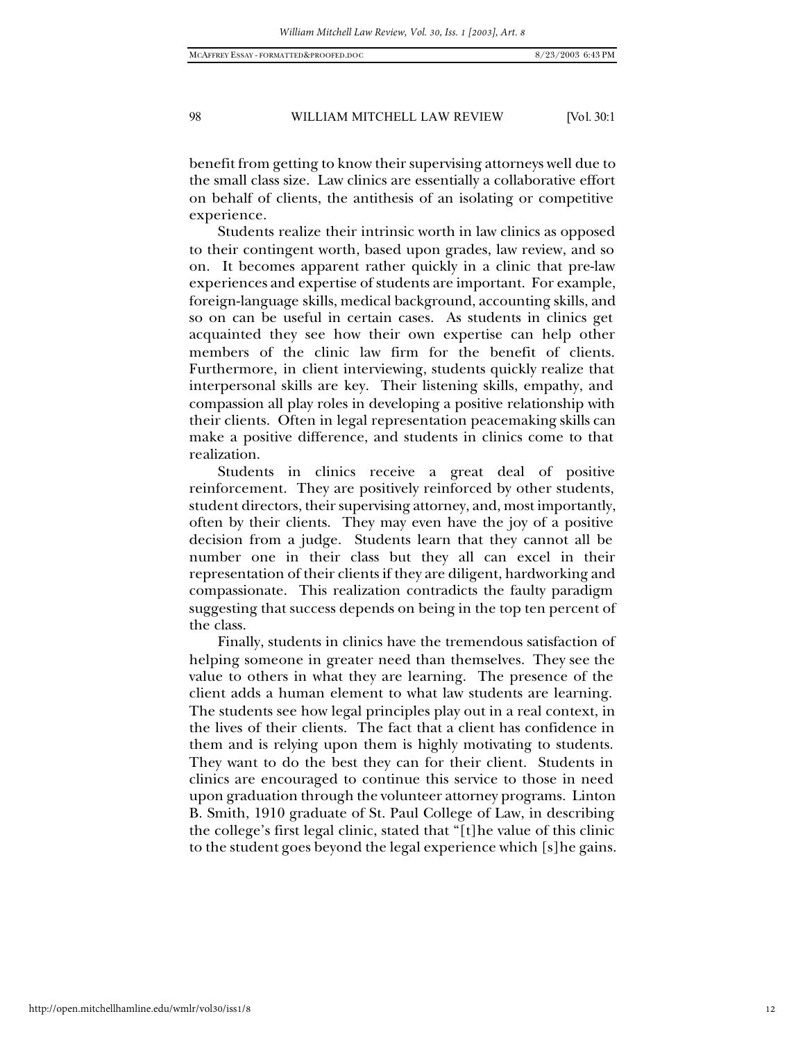benefit from getting to know their supervising attorneys well due to the small class size. Law clinics are essentially a collaborative effort on behalf of clients, the antithesis of an isolating or competitive experience.

Students realize their intrinsic worth in law clinics as opposed to their contingent worth, based upon grades, law review, and so on. It becomes apparent rather quickly in a clinic that pre-law experiences and expertise of students are important. For example, foreign-language skills, medical background, accounting skills, and so on can be useful in certain cases. As students in clinics get acquainted they see how their own expertise can help other members of the clinic law firm for the benefit of clients. Furthermore, in client interviewing, students quickly realize that interpersonal skills are key. Their listening skills, empathy, and compassion all play roles in developing a positive relationship with their clients. Often in legal representation peacemaking skills can make a positive difference, and students in clinics come to that realization.

Students in clinics receive a great deal of positive reinforcement. They are positively reinforced by other students, student directors, their supervising attorney, and, most importantly, often by their clients. They may even have the joy of a positive decision from a judge. Students learn that they cannot all be number one in their class but they all can excel in their representation of their clients if they are diligent, hardworking and compassionate. This realization contradicts the faulty paradigm suggesting that success depends on being in the top ten percent of the class.

Finally, students in clinics have the tremendous satisfaction of helping someone in greater need than themselves. They see the value to others in what they are learning. The presence of the client adds a human element to what law students are learning. The students see how legal principles play out in a real context, in the lives of their clients. The fact that a client has confidence in them and is relying upon them is highly motivating to students. They want to do the best they can for their client. Students in clinics are encouraged to continue this service to those in need upon graduation through the volunteer attorney programs. Linton B. Smith, 1910 graduate of St. Paul College of Law, in describing the college's first legal clinic, stated that "[t]he value of this clinic to the student goes beyond the legal experience which [s]he gains.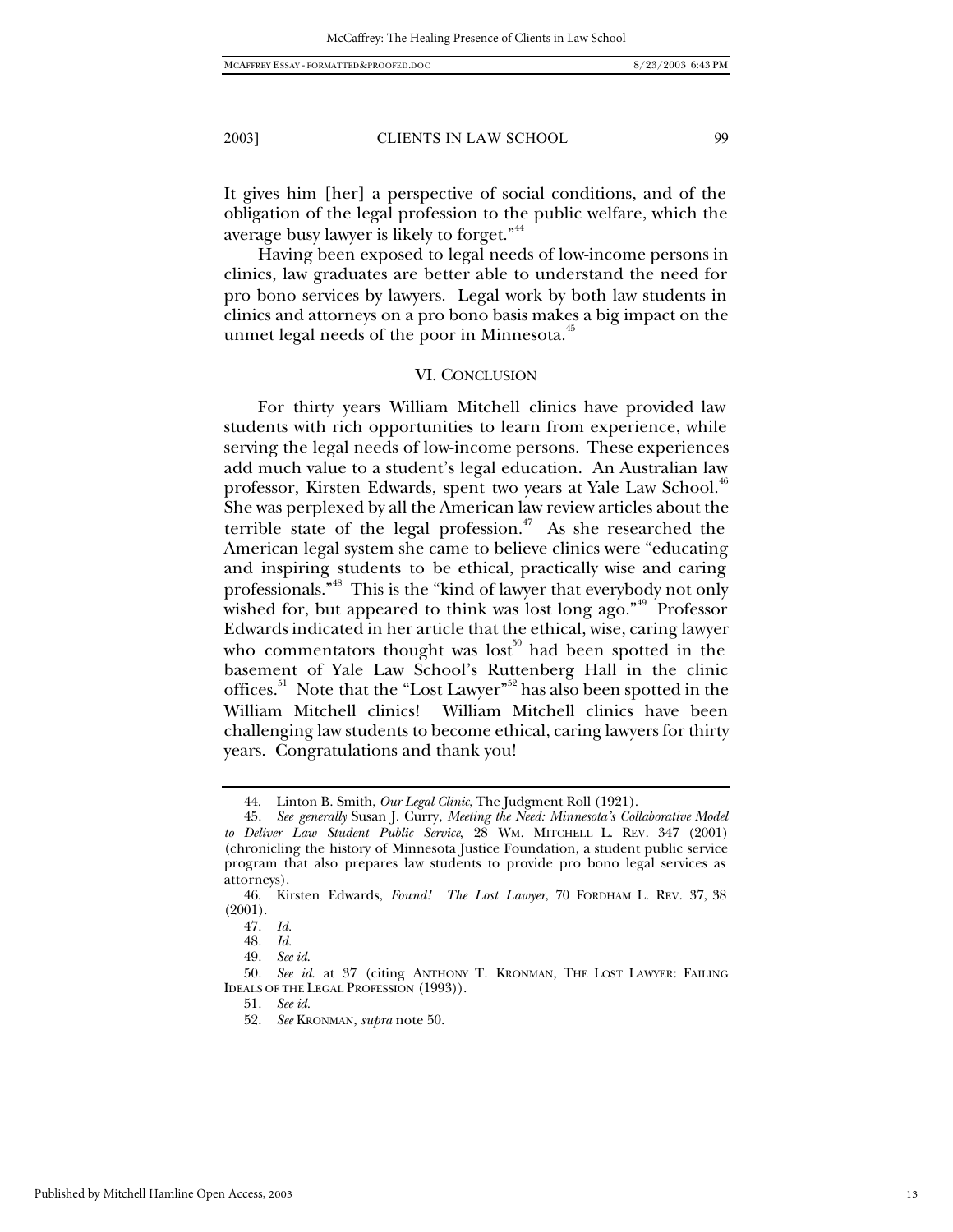It gives him [her] a perspective of social conditions, and of the obligation of the legal profession to the public welfare, which the average busy lawyer is likely to forget."[44]

Having been exposed to legal needs of low-income persons in clinics, law graduates are better able to understand the need for pro bono services by lawyers. Legal work by both law students in clinics and attorneys on a pro bono basis makes a big impact on the unmet legal needs of the poor in Minnesota.[45]

## VI. CONCLUSION

For thirty years William Mitchell clinics have provided law students with rich opportunities to learn from experience, while serving the legal needs of low-income persons. These experiences add much value to a student's legal education. An Australian law professor, Kirsten Edwards, spent two years at Yale Law School.[46] She was perplexed by all the American law review articles about the terrible state of the legal profession.[47] As she researched the American legal system she came to believe clinics were "educating and inspiring students to be ethical, practically wise and caring professionals."[48] This is the "kind of lawyer that everybody not only wished for, but appeared to think was lost long ago."[49] Professor Edwards indicated in her article that the ethical, wise, caring lawyer who commentators thought was lost[50] had been spotted in the basement of Yale Law School's Ruttenberg Hall in the clinic offices.[51] Note that the "Lost Lawyer"[52] has also been spotted in the William Mitchell clinics! William Mitchell clinics have been challenging law students to become ethical, caring lawyers for thirty years. Congratulations and thank you!

---

44. Linton B. Smith, *Our Legal Clinic*, The Judgment Roll (1921).

45. *See generally* Susan J. Curry, *Meeting the Need: Minnesota's Collaborative Model to Deliver Law Student Public Service*, 28 WM. MITCHELL L. REV. 347 (2001) (chronicling the history of Minnesota Justice Foundation, a student public service program that also prepares law students to provide pro bono legal services as attorneys).

46. Kirsten Edwards, *Found! The Lost Lawyer*, 70 FORDHAM L. REV. 37, 38 (2001).

47. *Id.*

48. *Id.*

49. *See id.*

50. *See id.* at 37 (citing ANTHONY T. KRONMAN, THE LOST LAWYER: FAILING IDEALS OF THE LEGAL PROFESSION (1993)).

51. *See id.*

52. *See* KRONMAN, *supra* note 50.